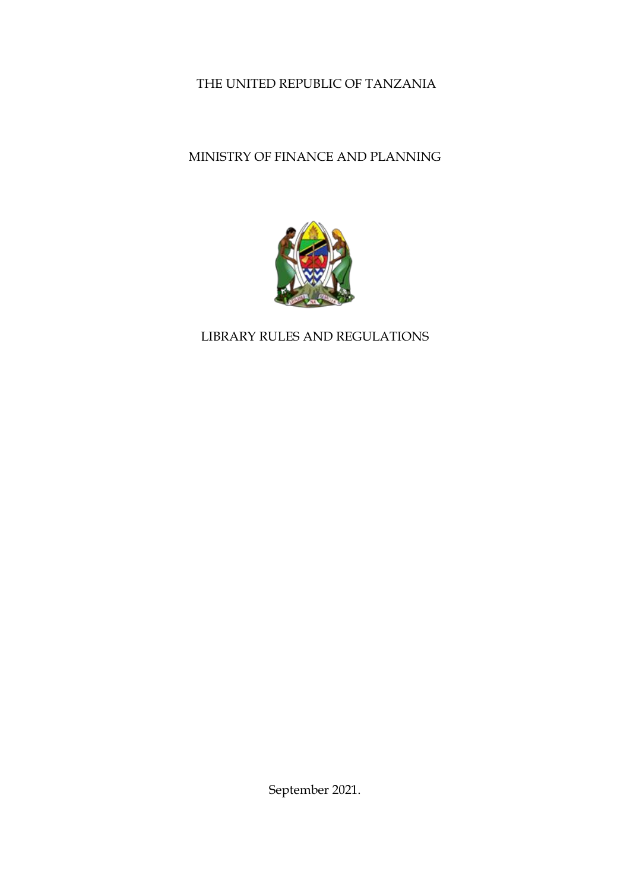THE UNITED REPUBLIC OF TANZANIA

MINISTRY OF FINANCE AND PLANNING

# LIBRARY RULES AND REGULATIONS

September 2021.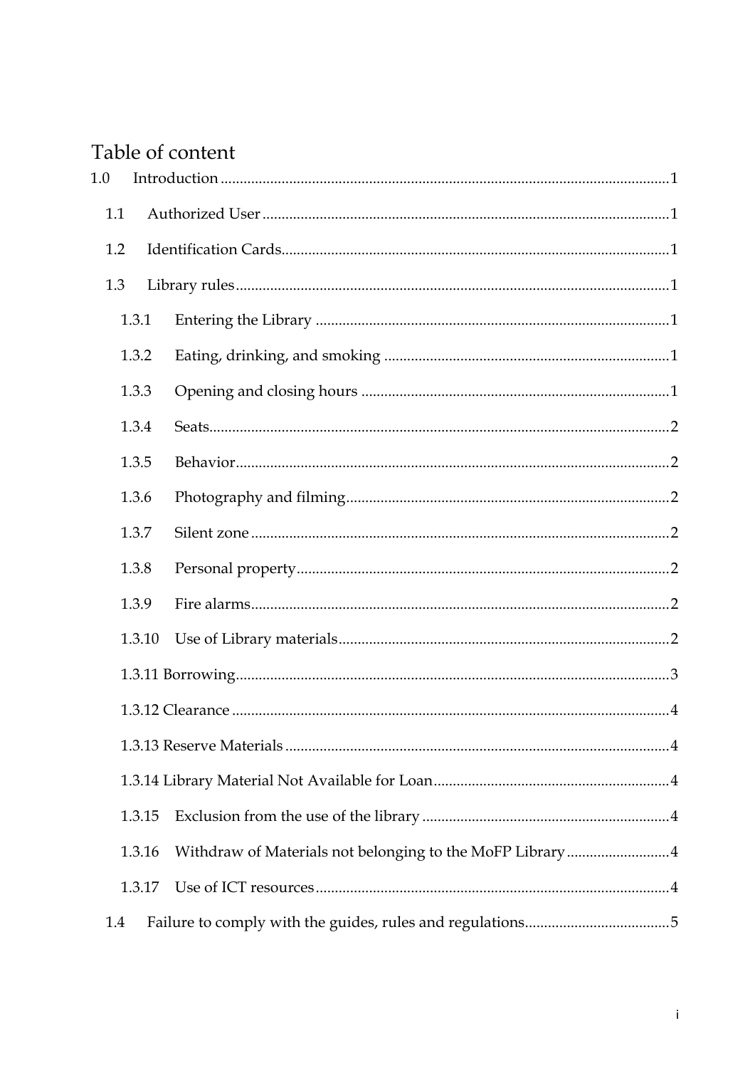# Table of content

1.0 Introduction .....1

- 1.1 Authorized User .....1
- 1.2 Identification Cards .....1
- 1.3 Library rules .....1
  - 1.3.1 Entering the Library .....1
  - 1.3.2 Eating, drinking, and smoking .....1
  - 1.3.3 Opening and closing hours .....1
  - 1.3.4 Seats .....2
  - 1.3.5 Behavior .....2
  - 1.3.6 Photography and filming .....2
  - 1.3.7 Silent zone .....2
  - 1.3.8 Personal property .....2
  - 1.3.9 Fire alarms .....2
  - 1.3.10 Use of Library materials .....2
  - 1.3.11 Borrowing .....3
  - 1.3.12 Clearance .....4
  - 1.3.13 Reserve Materials .....4
  - 1.3.14 Library Material Not Available for Loan .....4
  - 1.3.15 Exclusion from the use of the library .....4
  - 1.3.16 Withdraw of Materials not belonging to the MoFP Library .....4
  - 1.3.17 Use of ICT resources .....4
- 1.4 Failure to comply with the guides, rules and regulations .....5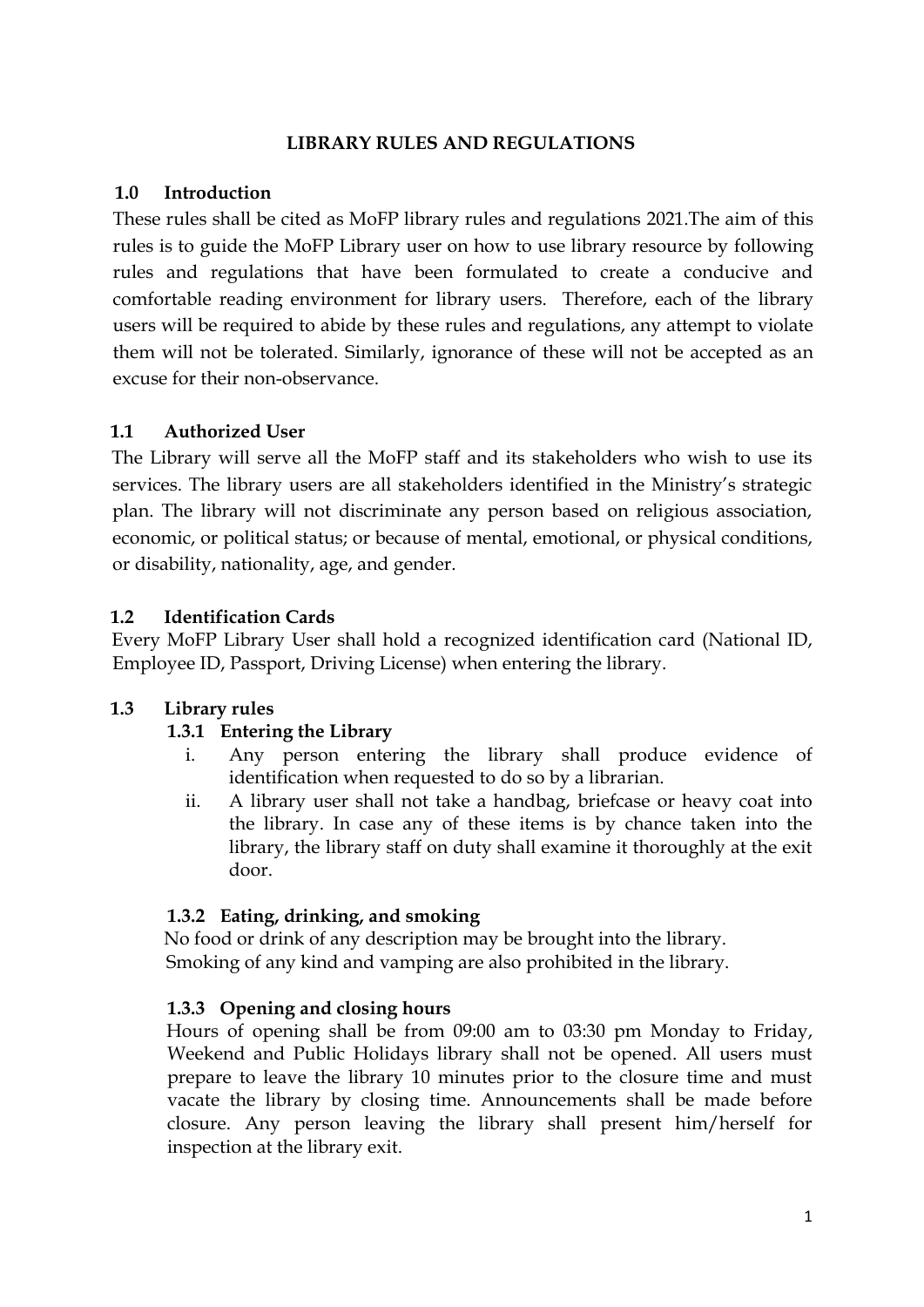# LIBRARY RULES AND REGULATIONS

## 1.0 Introduction

These rules shall be cited as MoFP library rules and regulations 2021.The aim of this rules is to guide the MoFP Library user on how to use library resource by following rules and regulations that have been formulated to create a conducive and comfortable reading environment for library users. Therefore, each of the library users will be required to abide by these rules and regulations, any attempt to violate them will not be tolerated. Similarly, ignorance of these will not be accepted as an excuse for their non-observance.

## 1.1 Authorized User

The Library will serve all the MoFP staff and its stakeholders who wish to use its services. The library users are all stakeholders identified in the Ministry's strategic plan. The library will not discriminate any person based on religious association, economic, or political status; or because of mental, emotional, or physical conditions, or disability, nationality, age, and gender.

## 1.2 Identification Cards

Every MoFP Library User shall hold a recognized identification card (National ID, Employee ID, Passport, Driving License) when entering the library.

## 1.3 Library rules

### 1.3.1 Entering the Library

i. Any person entering the library shall produce evidence of identification when requested to do so by a librarian.

ii. A library user shall not take a handbag, briefcase or heavy coat into the library. In case any of these items is by chance taken into the library, the library staff on duty shall examine it thoroughly at the exit door.

### 1.3.2 Eating, drinking, and smoking

No food or drink of any description may be brought into the library.
Smoking of any kind and vamping are also prohibited in the library.

### 1.3.3 Opening and closing hours

Hours of opening shall be from 09:00 am to 03:30 pm Monday to Friday, Weekend and Public Holidays library shall not be opened. All users must prepare to leave the library 10 minutes prior to the closure time and must vacate the library by closing time. Announcements shall be made before closure. Any person leaving the library shall present him/herself for inspection at the library exit.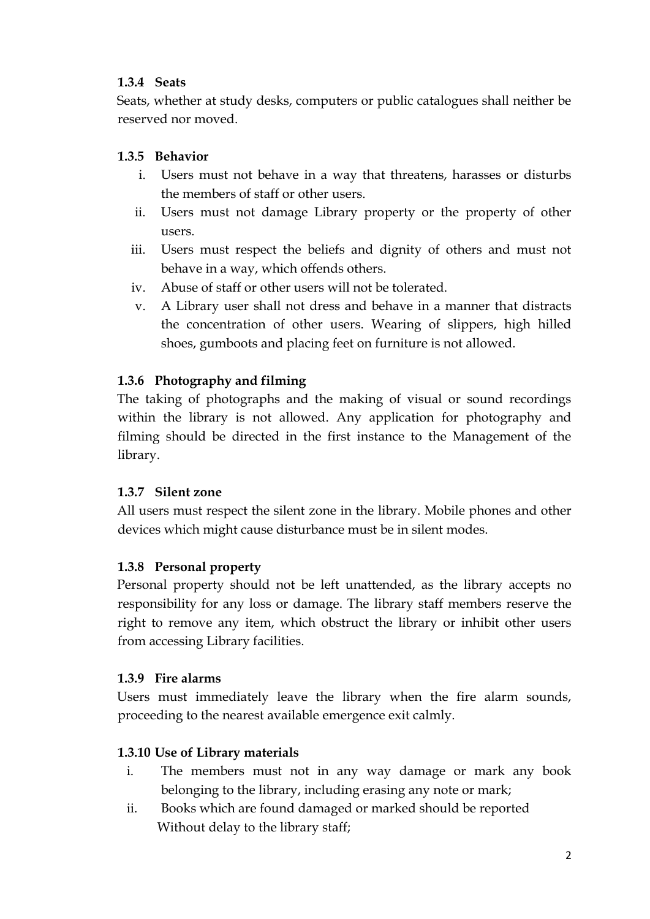#### 1.3.4 Seats

Seats, whether at study desks, computers or public catalogues shall neither be reserved nor moved.

#### 1.3.5 Behavior

i. Users must not behave in a way that threatens, harasses or disturbs the members of staff or other users.
ii. Users must not damage Library property or the property of other users.
iii. Users must respect the beliefs and dignity of others and must not behave in a way, which offends others.
iv. Abuse of staff or other users will not be tolerated.
v. A Library user shall not dress and behave in a manner that distracts the concentration of other users. Wearing of slippers, high hilled shoes, gumboots and placing feet on furniture is not allowed.

#### 1.3.6 Photography and filming

The taking of photographs and the making of visual or sound recordings within the library is not allowed. Any application for photography and filming should be directed in the first instance to the Management of the library.

#### 1.3.7 Silent zone

All users must respect the silent zone in the library. Mobile phones and other devices which might cause disturbance must be in silent modes.

#### 1.3.8 Personal property

Personal property should not be left unattended, as the library accepts no responsibility for any loss or damage. The library staff members reserve the right to remove any item, which obstruct the library or inhibit other users from accessing Library facilities.

#### 1.3.9 Fire alarms

Users must immediately leave the library when the fire alarm sounds, proceeding to the nearest available emergence exit calmly.

#### 1.3.10 Use of Library materials

i. The members must not in any way damage or mark any book belonging to the library, including erasing any note or mark;
ii. Books which are found damaged or marked should be reported Without delay to the library staff;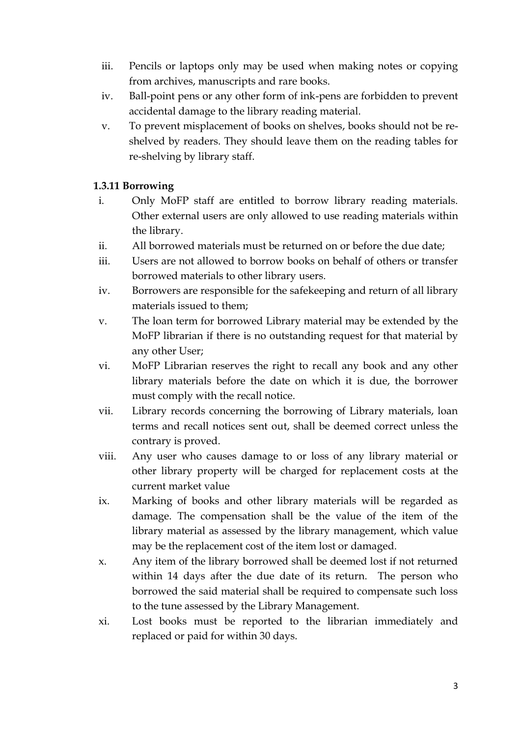iii. Pencils or laptops only may be used when making notes or copying from archives, manuscripts and rare books.
iv. Ball-point pens or any other form of ink-pens are forbidden to prevent accidental damage to the library reading material.
v. To prevent misplacement of books on shelves, books should not be re-shelved by readers. They should leave them on the reading tables for re-shelving by library staff.

**1.3.11 Borrowing**

i. Only MoFP staff are entitled to borrow library reading materials. Other external users are only allowed to use reading materials within the library.
ii. All borrowed materials must be returned on or before the due date;
iii. Users are not allowed to borrow books on behalf of others or transfer borrowed materials to other library users.
iv. Borrowers are responsible for the safekeeping and return of all library materials issued to them;
v. The loan term for borrowed Library material may be extended by the MoFP librarian if there is no outstanding request for that material by any other User;
vi. MoFP Librarian reserves the right to recall any book and any other library materials before the date on which it is due, the borrower must comply with the recall notice.
vii. Library records concerning the borrowing of Library materials, loan terms and recall notices sent out, shall be deemed correct unless the contrary is proved.
viii. Any user who causes damage to or loss of any library material or other library property will be charged for replacement costs at the current market value
ix. Marking of books and other library materials will be regarded as damage. The compensation shall be the value of the item of the library material as assessed by the library management, which value may be the replacement cost of the item lost or damaged.
x. Any item of the library borrowed shall be deemed lost if not returned within 14 days after the due date of its return. The person who borrowed the said material shall be required to compensate such loss to the tune assessed by the Library Management.
xi. Lost books must be reported to the librarian immediately and replaced or paid for within 30 days.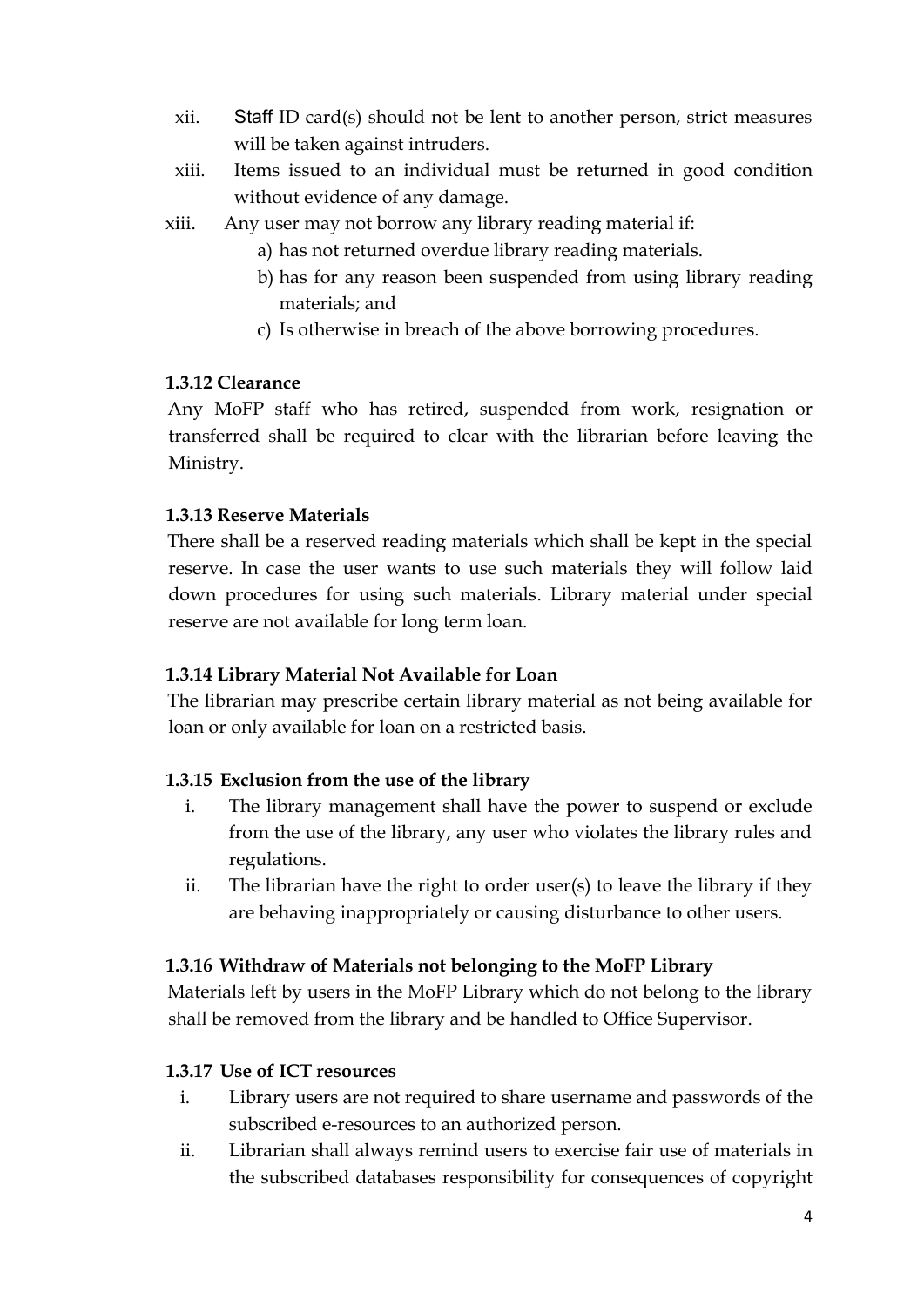xii. Staff ID card(s) should not be lent to another person, strict measures will be taken against intruders.

xiii. Items issued to an individual must be returned in good condition without evidence of any damage.

xiii. Any user may not borrow any library reading material if:

a) has not returned overdue library reading materials.

b) has for any reason been suspended from using library reading materials; and

c) Is otherwise in breach of the above borrowing procedures.

### 1.3.12 Clearance

Any MoFP staff who has retired, suspended from work, resignation or transferred shall be required to clear with the librarian before leaving the Ministry.

### 1.3.13 Reserve Materials

There shall be a reserved reading materials which shall be kept in the special reserve. In case the user wants to use such materials they will follow laid down procedures for using such materials. Library material under special reserve are not available for long term loan.

### 1.3.14 Library Material Not Available for Loan

The librarian may prescribe certain library material as not being available for loan or only available for loan on a restricted basis.

### 1.3.15 Exclusion from the use of the library

i. The library management shall have the power to suspend or exclude from the use of the library, any user who violates the library rules and regulations.

ii. The librarian have the right to order user(s) to leave the library if they are behaving inappropriately or causing disturbance to other users.

### 1.3.16 Withdraw of Materials not belonging to the MoFP Library

Materials left by users in the MoFP Library which do not belong to the library shall be removed from the library and be handled to Office Supervisor.

### 1.3.17 Use of ICT resources

i. Library users are not required to share username and passwords of the subscribed e-resources to an authorized person.

ii. Librarian shall always remind users to exercise fair use of materials in the subscribed databases responsibility for consequences of copyright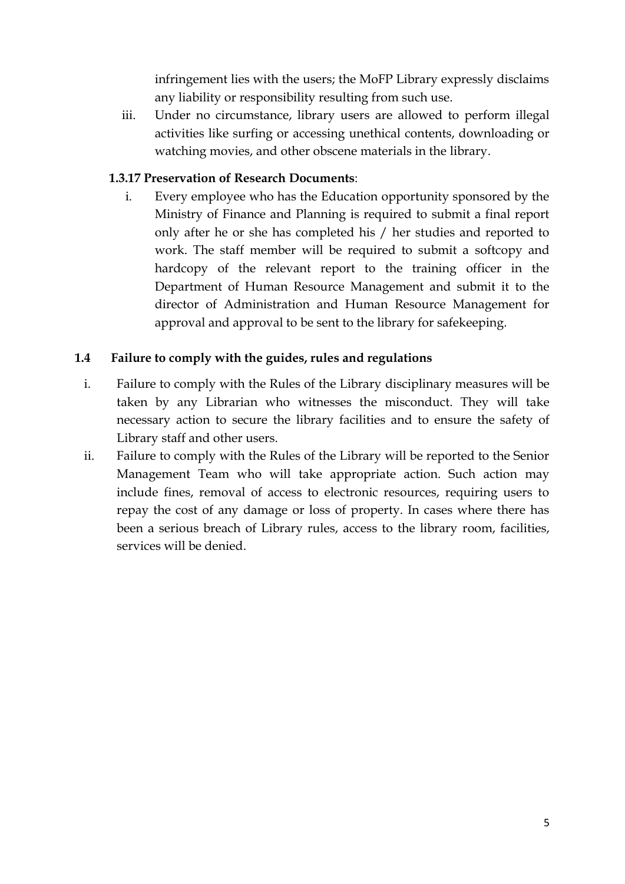infringement lies with the users; the MoFP Library expressly disclaims any liability or responsibility resulting from such use.

iii. Under no circumstance, library users are allowed to perform illegal activities like surfing or accessing unethical contents, downloading or watching movies, and other obscene materials in the library.

**1.3.17 Preservation of Research Documents**:

i. Every employee who has the Education opportunity sponsored by the Ministry of Finance and Planning is required to submit a final report only after he or she has completed his / her studies and reported to work. The staff member will be required to submit a softcopy and hardcopy of the relevant report to the training officer in the Department of Human Resource Management and submit it to the director of Administration and Human Resource Management for approval and approval to be sent to the library for safekeeping.

## 1.4 Failure to comply with the guides, rules and regulations

i. Failure to comply with the Rules of the Library disciplinary measures will be taken by any Librarian who witnesses the misconduct. They will take necessary action to secure the library facilities and to ensure the safety of Library staff and other users.

ii. Failure to comply with the Rules of the Library will be reported to the Senior Management Team who will take appropriate action. Such action may include fines, removal of access to electronic resources, requiring users to repay the cost of any damage or loss of property. In cases where there has been a serious breach of Library rules, access to the library room, facilities, services will be denied.